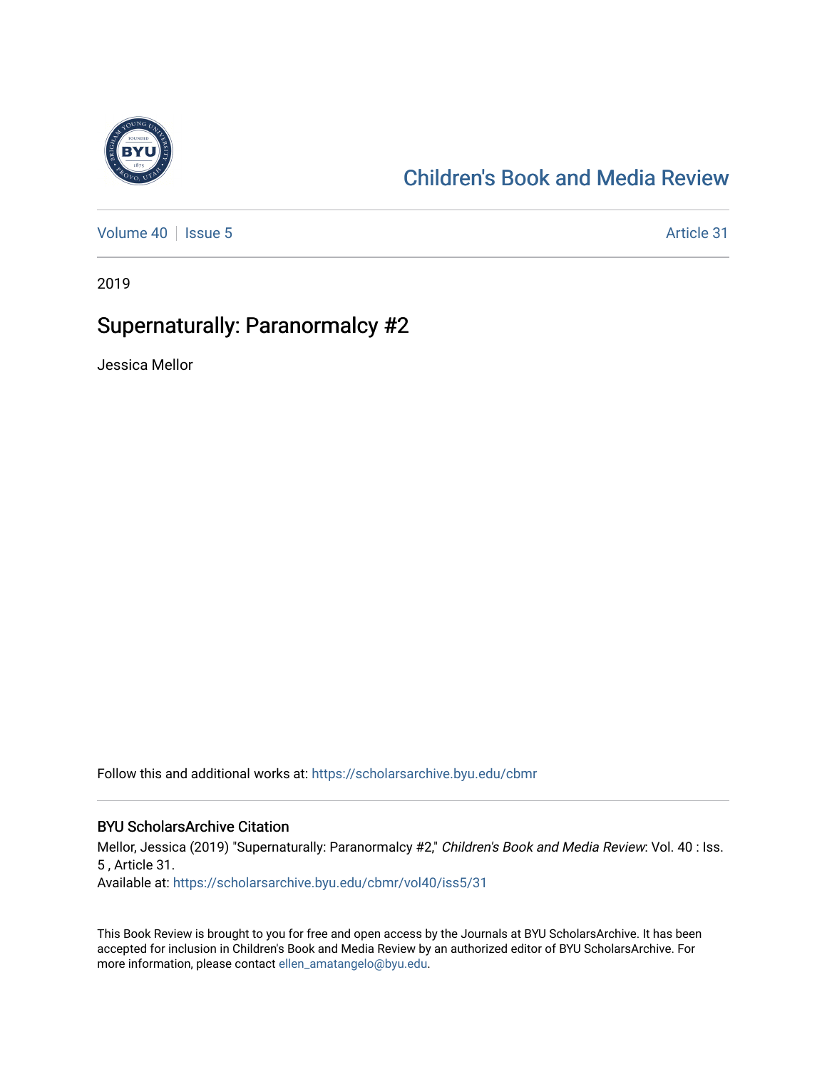Children's Book and Media Review

Volume 40 | Issue 5 | Article 31

2019

# Supernaturally: Paranormalcy #2

Jessica Mellor

Follow this and additional works at: https://scholarsarchive.byu.edu/cbmr

## BYU ScholarsArchive Citation

Mellor, Jessica (2019) "Supernaturally: Paranormalcy #2," *Children's Book and Media Review*: Vol. 40 : Iss. 5 , Article 31.
Available at: https://scholarsarchive.byu.edu/cbmr/vol40/iss5/31

This Book Review is brought to you for free and open access by the Journals at BYU ScholarsArchive. It has been accepted for inclusion in Children's Book and Media Review by an authorized editor of BYU ScholarsArchive. For more information, please contact ellen_amatangelo@byu.edu.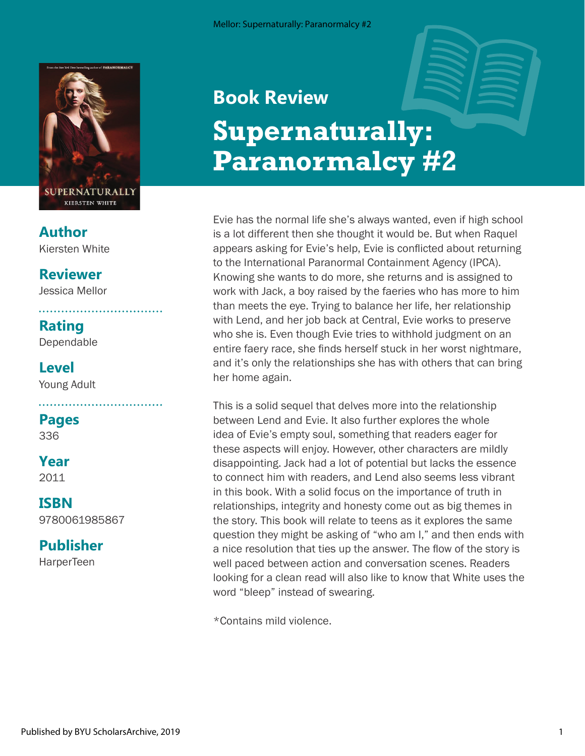# Book Review

# Supernaturally: Paranormalcy #2

## Author
Kiersten White

## Reviewer
Jessica Mellor

## Rating
Dependable

## Level
Young Adult

## Pages
336

## Year
2011

## ISBN
9780061985867

## Publisher
HarperTeen

Evie has the normal life she's always wanted, even if high school is a lot different then she thought it would be. But when Raquel appears asking for Evie's help, Evie is conflicted about returning to the International Paranormal Containment Agency (IPCA). Knowing she wants to do more, she returns and is assigned to work with Jack, a boy raised by the faeries who has more to him than meets the eye. Trying to balance her life, her relationship with Lend, and her job back at Central, Evie works to preserve who she is. Even though Evie tries to withhold judgment on an entire faery race, she finds herself stuck in her worst nightmare, and it's only the relationships she has with others that can bring her home again.

This is a solid sequel that delves more into the relationship between Lend and Evie. It also further explores the whole idea of Evie's empty soul, something that readers eager for these aspects will enjoy. However, other characters are mildly disappointing. Jack had a lot of potential but lacks the essence to connect him with readers, and Lend also seems less vibrant in this book. With a solid focus on the importance of truth in relationships, integrity and honesty come out as big themes in the story. This book will relate to teens as it explores the same question they might be asking of "who am I," and then ends with a nice resolution that ties up the answer. The flow of the story is well paced between action and conversation scenes. Readers looking for a clean read will also like to know that White uses the word "bleep" instead of swearing.

*Contains mild violence.